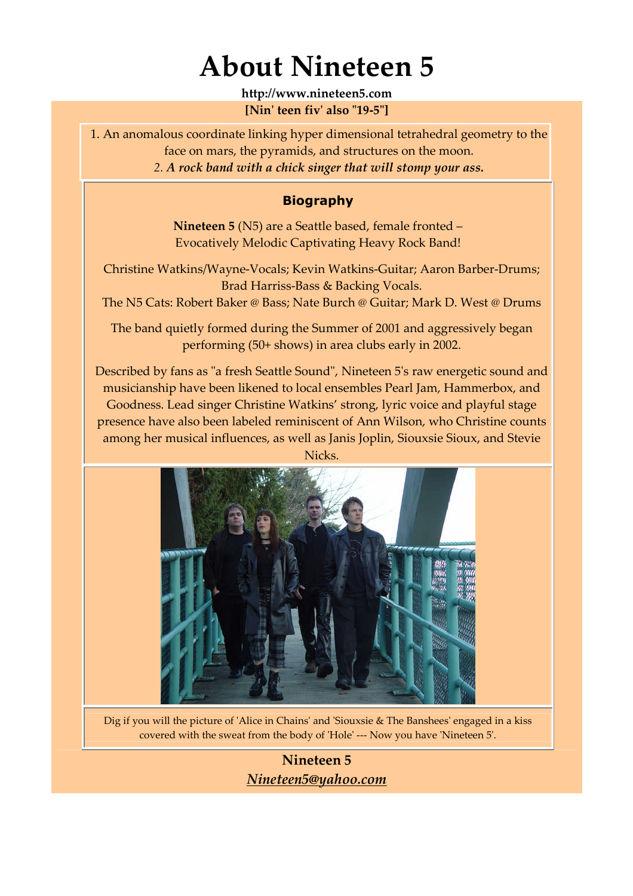# About Nineteen 5

**http://www.nineteen5.com**

**[Nin' teen fiv' also "19-5"]**

1. An anomalous coordinate linking hyper dimensional tetrahedral geometry to the face on mars, the pyramids, and structures on the moon.
2. ***A rock band with a chick singer that will stomp your ass.***

## Biography

**Nineteen 5** (N5) are a Seattle based, female fronted – Evocatively Melodic Captivating Heavy Rock Band!

Christine Watkins/Wayne-Vocals; Kevin Watkins-Guitar; Aaron Barber-Drums; Brad Harriss-Bass & Backing Vocals.
The N5 Cats: Robert Baker @ Bass; Nate Burch @ Guitar; Mark D. West @ Drums

The band quietly formed during the Summer of 2001 and aggressively began performing (50+ shows) in area clubs early in 2002.

Described by fans as "a fresh Seattle Sound", Nineteen 5's raw energetic sound and musicianship have been likened to local ensembles Pearl Jam, Hammerbox, and Goodness. Lead singer Christine Watkins' strong, lyric voice and playful stage presence have also been labeled reminiscent of Ann Wilson, who Christine counts among her musical influences, as well as Janis Joplin, Siouxsie Sioux, and Stevie Nicks.

Dig if you will the picture of 'Alice in Chains' and 'Siouxsie & The Banshees' engaged in a kiss covered with the sweat from the body of 'Hole' --- Now you have 'Nineteen 5'.

**Nineteen 5**

***Nineteen5@yahoo.com***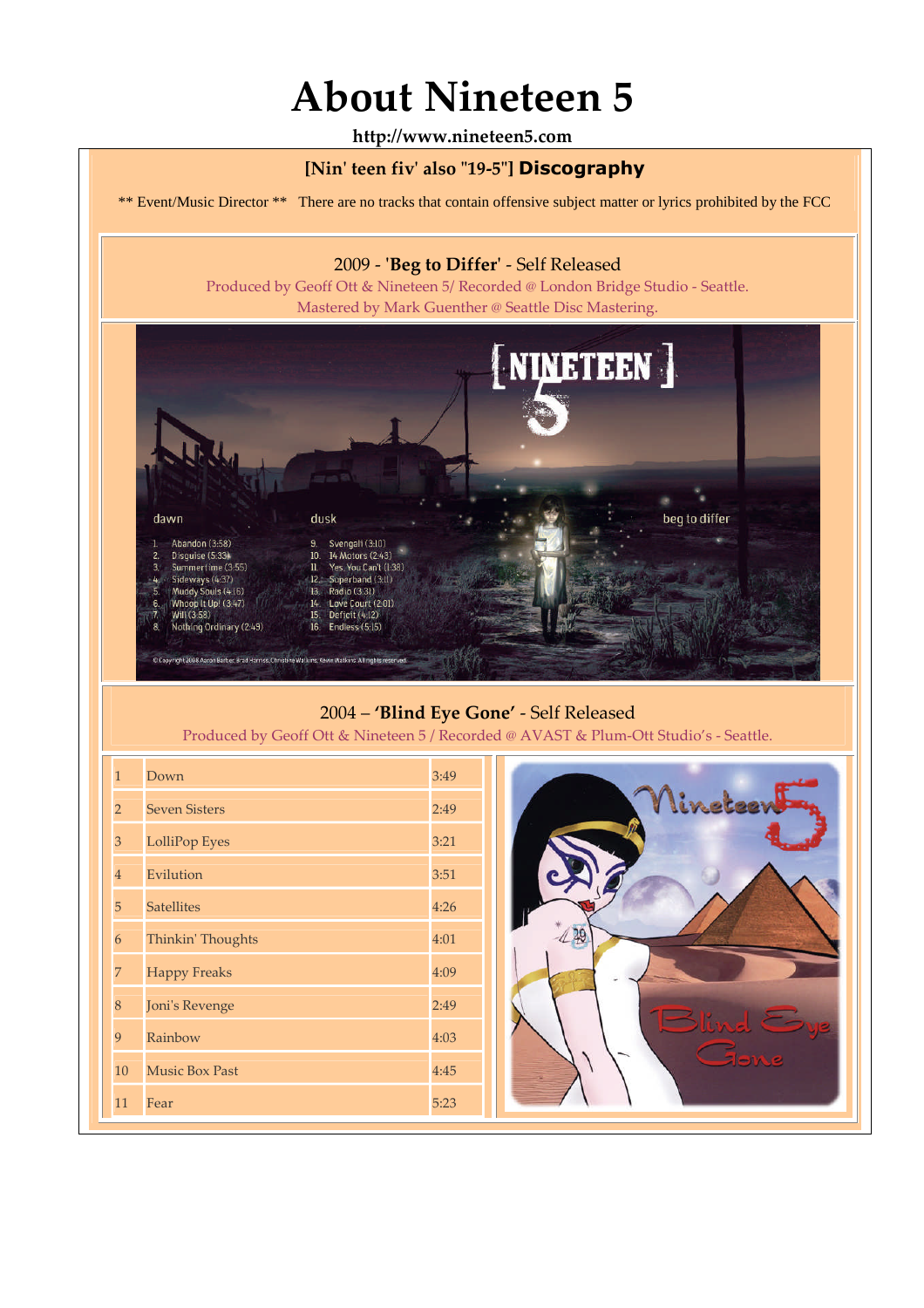# About Nineteen 5

**http://www.nineteen5.com**

## [Nin' teen fiv' also "19-5"] Discography

** Event/Music Director ** There are no tracks that contain offensive subject matter or lyrics prohibited by the FCC

### 2009 - '**Beg to Differ**' - Self Released

Produced by Geoff Ott & Nineteen 5/ Recorded @ London Bridge Studio - Seattle. Mastered by Mark Guenther @ Seattle Disc Mastering.

[ NINETEEN ] 5

beg to differ

**dawn**

1. Abandon (3:58)
2. Disguise (5:33)
3. Summertime (3:55)
4. Sideways (4:37)
5. Muddy Souls (4:16)
6. Whoop It Up! (3:47)
7. Will (3:58)
8. Nothing Ordinary (2:49)

**dusk**

9. Svengali (3:10)
10. 14 Motors (2:43)
11. Yes, You Can't (1:38)
12. Superband (3:11)
13. Radio (3:31)
14. Love Court (2:01)
15. Deficit (4:12)
16. Endless (5:15)

© Copyright 2008 Aaron Barber, Brad Harriss, Christine Watkins, Kevin Watkins. All rights reserved.

### 2004 – '**Blind Eye Gone**' - Self Released

Produced by Geoff Ott & Nineteen 5 / Recorded @ AVAST & Plum-Ott Studio's - Seattle.

| | | |
|---|---|---|
| 1 | Down | 3:49 |
| 2 | Seven Sisters | 2:49 |
| 3 | LolliPop Eyes | 3:21 |
| 4 | Evilution | 3:51 |
| 5 | Satellites | 4:26 |
| 6 | Thinkin' Thoughts | 4:01 |
| 7 | Happy Freaks | 4:09 |
| 8 | Joni's Revenge | 2:49 |
| 9 | Rainbow | 4:03 |
| 10 | Music Box Past | 4:45 |
| 11 | Fear | 5:23 |

Nineteen 5

Blind Eye Gone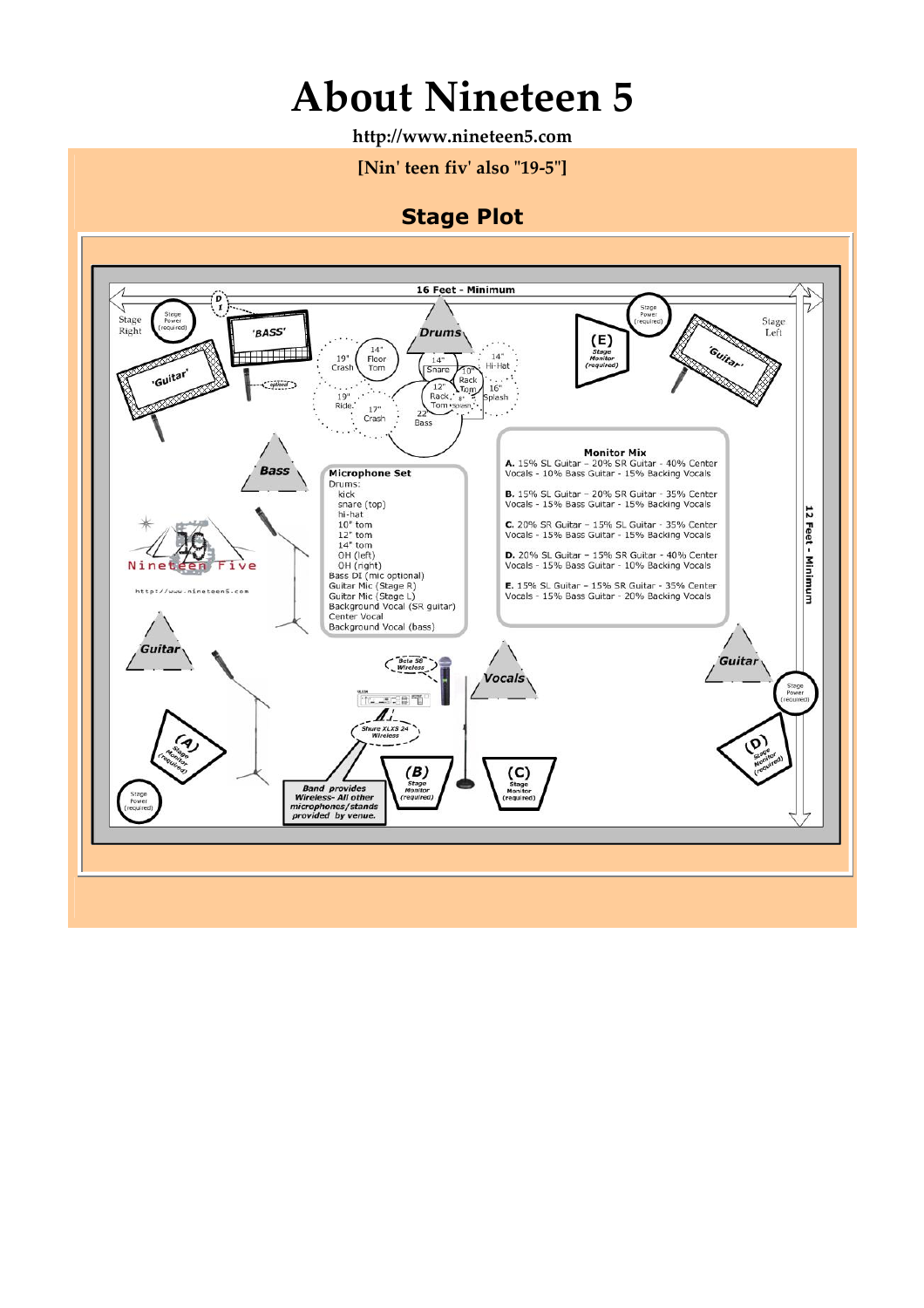# About Nineteen 5

http://www.nineteen5.com

[Nin' teen fiv' also "19-5"]

## Stage Plot

16 Feet - Minimum

12 Feet - Minimum

Stage Right

Stage Left

Drums

14" Floor Tom
19" Crash
14" Snare
14" Hi-Hat
10" Rack Tom
12" Rack Tom
8" Splash
16" Splash
19" Ride
17" Crash
22" Bass

'BASS'

'Guitar'

'Guitar'

optional

DI

Bass

Guitar

Guitar

Vocals

Stage Power (required)

(A) Stage Monitor (required)

(B) Stage Monitor (required)

(C) Stage Monitor (required)

(D) Stage Monitor (required)

(E) Stage Monitor (required)

Beta 58 Wireless

Shure XLXS 24 Wireless

Band provides Wireless- All other microphones/stands provided by venue.

Nineteen Five

http://www.nineteen5.com

**Microphone Set**

Drums:
- kick
- snare (top)
- hi-hat
- 10" tom
- 12" tom
- 14" tom
- OH (left)
- OH (right)

Bass DI (mic optional)
Guitar Mic (Stage R)
Guitar Mic (Stage L)
Background Vocal (SR guitar)
Center Vocal
Background Vocal (bass)

**Monitor Mix**

**A.** 15% SL Guitar - 20% SR Guitar - 40% Center Vocals - 10% Bass Guitar - 15% Backing Vocals

**B.** 15% SL Guitar - 20% SR Guitar - 35% Center Vocals - 15% Bass Guitar - 15% Backing Vocals

**C.** 20% SR Guitar - 15% SL Guitar - 35% Center Vocals - 15% Bass Guitar - 15% Backing Vocals

**D.** 20% SL Guitar - 15% SR Guitar - 40% Center Vocals - 15% Bass Guitar - 10% Backing Vocals

**E.** 15% SL Guitar - 15% SR Guitar - 35% Center Vocals - 15% Bass Guitar - 20% Backing Vocals